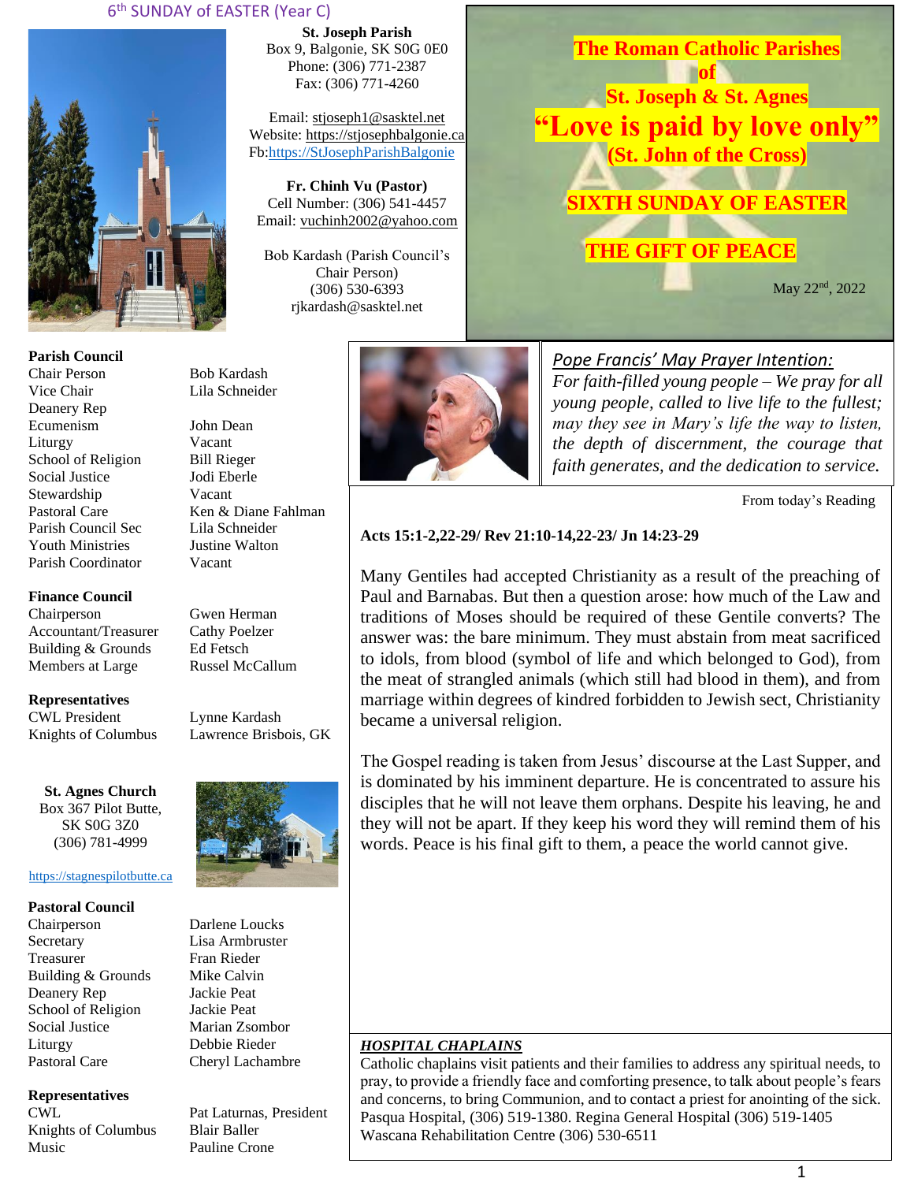6th SUNDAY of EASTER (Year C)

**St. Joseph Parish**
Box 9, Balgonie, SK S0G 0E0
Phone: (306) 771-2387
Fax: (306) 771-4260

Email: stjoseph1@sasktel.net
Website: https://stjosephbalgonie.ca
Fb:https://StJosephParishBalgonie

**Fr. Chinh Vu (Pastor)**
Cell Number: (306) 541-4457
Email: vuchinh2002@yahoo.com

Bob Kardash (Parish Council's Chair Person)
(306) 530-6393
rjkardash@sasktel.net

# The Roman Catholic Parishes of St. Joseph & St. Agnes

## "Love is paid by love only"
**(St. John of the Cross)**

## SIXTH SUNDAY OF EASTER

## THE GIFT OF PEACE

May 22nd, 2022

**Parish Council**

| | |
|---|---|
| Chair Person | Bob Kardash |
| Vice Chair | Lila Schneider |
| Deanery Rep | |
| Ecumenism | John Dean |
| Liturgy | Vacant |
| School of Religion | Bill Rieger |
| Social Justice | Jodi Eberle |
| Stewardship | Vacant |
| Pastoral Care | Ken & Diane Fahlman |
| Parish Council Sec | Lila Schneider |
| Youth Ministries | Justine Walton |
| Parish Coordinator | Vacant |

**Finance Council**

| | |
|---|---|
| Chairperson | Gwen Herman |
| Accountant/Treasurer | Cathy Poelzer |
| Building & Grounds | Ed Fetsch |
| Members at Large | Russel McCallum |

**Representatives**

| | |
|---|---|
| CWL President | Lynne Kardash |
| Knights of Columbus | Lawrence Brisbois, GK |

**St. Agnes Church**
Box 367 Pilot Butte,
SK S0G 3Z0
(306) 781-4999

https://stagnespilotbutte.ca

**Pastoral Council**

| | |
|---|---|
| Chairperson | Darlene Loucks |
| Secretary | Lisa Armbruster |
| Treasurer | Fran Rieder |
| Building & Grounds | Mike Calvin |
| Deanery Rep | Jackie Peat |
| School of Religion | Jackie Peat |
| Social Justice | Marian Zsombor |
| Liturgy | Debbie Rieder |
| Pastoral Care | Cheryl Lachambre |

**Representatives**

| | |
|---|---|
| CWL | Pat Laturnas, President |
| Knights of Columbus | Blair Baller |
| Music | Pauline Crone |

*Pope Francis' May Prayer Intention:*

*For faith-filled young people – We pray for all young people, called to live life to the fullest; may they see in Mary's life the way to listen, the depth of discernment, the courage that faith generates, and the dedication to service.*

From today's Reading

**Acts 15:1-2,22-29/ Rev 21:10-14,22-23/ Jn 14:23-29**

Many Gentiles had accepted Christianity as a result of the preaching of Paul and Barnabas. But then a question arose: how much of the Law and traditions of Moses should be required of these Gentile converts? The answer was: the bare minimum. They must abstain from meat sacrificed to idols, from blood (symbol of life and which belonged to God), from the meat of strangled animals (which still had blood in them), and from marriage within degrees of kindred forbidden to Jewish sect, Christianity became a universal religion.

The Gospel reading is taken from Jesus' discourse at the Last Supper, and is dominated by his imminent departure. He is concentrated to assure his disciples that he will not leave them orphans. Despite his leaving, he and they will not be apart. If they keep his word they will remind them of his words. Peace is his final gift to them, a peace the world cannot give.

***HOSPITAL CHAPLAINS***

Catholic chaplains visit patients and their families to address any spiritual needs, to pray, to provide a friendly face and comforting presence, to talk about people's fears and concerns, to bring Communion, and to contact a priest for anointing of the sick. Pasqua Hospital, (306) 519-1380. Regina General Hospital (306) 519-1405 Wascana Rehabilitation Centre (306) 530-6511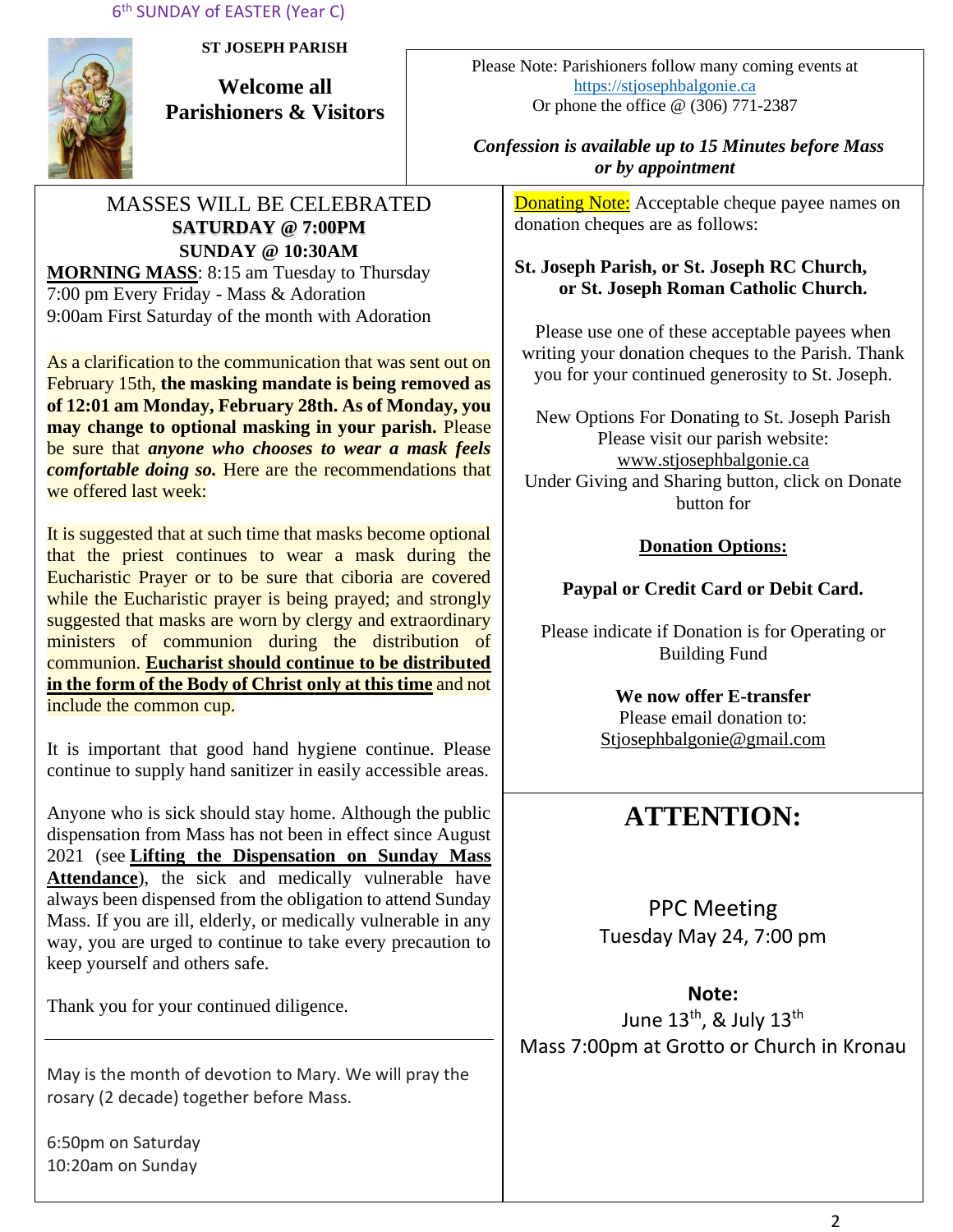6th SUNDAY of EASTER (Year C)

**ST JOSEPH PARISH**

## Welcome all Parishioners & Visitors

Please Note: Parishioners follow many coming events at https://stjosephbalgonie.ca
Or phone the office @ (306) 771-2387

***Confession is available up to 15 Minutes before Mass or by appointment***

MASSES WILL BE CELEBRATED
**SATURDAY @ 7:00PM**
**SUNDAY @ 10:30AM**

**MORNING MASS**: 8:15 am Tuesday to Thursday
7:00 pm Every Friday - Mass & Adoration
9:00am First Saturday of the month with Adoration

As a clarification to the communication that was sent out on February 15th, **the masking mandate is being removed as of 12:01 am Monday, February 28th. As of Monday, you may change to optional masking in your parish.** Please be sure that ***anyone who chooses to wear a mask feels comfortable doing so.*** Here are the recommendations that we offered last week:

It is suggested that at such time that masks become optional that the priest continues to wear a mask during the Eucharistic Prayer or to be sure that ciboria are covered while the Eucharistic prayer is being prayed; and strongly suggested that masks are worn by clergy and extraordinary ministers of communion during the distribution of communion. **Eucharist should continue to be distributed in the form of the Body of Christ only at this time** and not include the common cup.

It is important that good hand hygiene continue. Please continue to supply hand sanitizer in easily accessible areas.

Anyone who is sick should stay home. Although the public dispensation from Mass has not been in effect since August 2021 (see **Lifting the Dispensation on Sunday Mass Attendance**), the sick and medically vulnerable have always been dispensed from the obligation to attend Sunday Mass. If you are ill, elderly, or medically vulnerable in any way, you are urged to continue to take every precaution to keep yourself and others safe.

Thank you for your continued diligence.

---

May is the month of devotion to Mary. We will pray the rosary (2 decade) together before Mass.

6:50pm on Saturday
10:20am on Sunday

---

Donating Note: Acceptable cheque payee names on donation cheques are as follows:

**St. Joseph Parish, or St. Joseph RC Church, or St. Joseph Roman Catholic Church.**

Please use one of these acceptable payees when writing your donation cheques to the Parish. Thank you for your continued generosity to St. Joseph.

New Options For Donating to St. Joseph Parish
Please visit our parish website:
www.stjosephbalgonie.ca
Under Giving and Sharing button, click on Donate button for

**Donation Options:**

**Paypal or Credit Card or Debit Card.**

Please indicate if Donation is for Operating or Building Fund

**We now offer E-transfer**
Please email donation to:
Stjosephbalgonie@gmail.com

## ATTENTION:

PPC Meeting
Tuesday May 24, 7:00 pm

**Note:**
June 13th, & July 13th
Mass 7:00pm at Grotto or Church in Kronau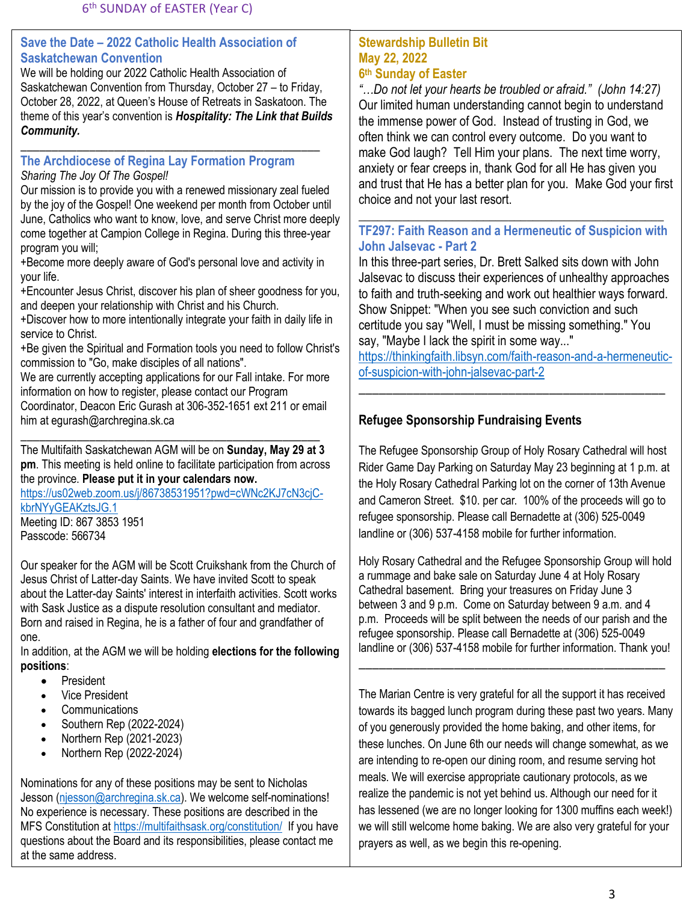## Save the Date – 2022 Catholic Health Association of Saskatchewan Convention

We will be holding our 2022 Catholic Health Association of Saskatchewan Convention from Thursday, October 27 – to Friday, October 28, 2022, at Queen's House of Retreats in Saskatoon. The theme of this year's convention is ***Hospitality: The Link that Builds Community.***

---

## The Archdiocese of Regina Lay Formation Program

*Sharing The Joy Of The Gospel!*

Our mission is to provide you with a renewed missionary zeal fueled by the joy of the Gospel! One weekend per month from October until June, Catholics who want to know, love, and serve Christ more deeply come together at Campion College in Regina. During this three-year program you will;

+Become more deeply aware of God's personal love and activity in your life.

+Encounter Jesus Christ, discover his plan of sheer goodness for you, and deepen your relationship with Christ and his Church.

+Discover how to more intentionally integrate your faith in daily life in service to Christ.

+Be given the Spiritual and Formation tools you need to follow Christ's commission to "Go, make disciples of all nations".

We are currently accepting applications for our Fall intake. For more information on how to register, please contact our Program Coordinator, Deacon Eric Gurash at 306-352-1651 ext 211 or email him at egurash@archregina.sk.ca

---

The Multifaith Saskatchewan AGM will be on **Sunday, May 29 at 3 pm**. This meeting is held online to facilitate participation from across the province. **Please put it in your calendars now.**
https://us02web.zoom.us/j/86738531951?pwd=cWNc2KJ7cN3cjC-kbrNYyGEAKztsJG.1
Meeting ID: 867 3853 1951
Passcode: 566734

Our speaker for the AGM will be Scott Cruikshank from the Church of Jesus Christ of Latter-day Saints. We have invited Scott to speak about the Latter-day Saints' interest in interfaith activities. Scott works with Sask Justice as a dispute resolution consultant and mediator. Born and raised in Regina, he is a father of four and grandfather of one.

In addition, at the AGM we will be holding **elections for the following positions**:

- President
- Vice President
- Communications
- Southern Rep (2022-2024)
- Northern Rep (2021-2023)
- Northern Rep (2022-2024)

Nominations for any of these positions may be sent to Nicholas Jesson (njesson@archregina.sk.ca). We welcome self-nominations! No experience is necessary. These positions are described in the MFS Constitution at https://multifaithsask.org/constitution/ If you have questions about the Board and its responsibilities, please contact me at the same address.

## Stewardship Bulletin Bit
## May 22, 2022
## 6th Sunday of Easter

*"…Do not let your hearts be troubled or afraid." (John 14:27)*
Our limited human understanding cannot begin to understand the immense power of God. Instead of trusting in God, we often think we can control every outcome. Do you want to make God laugh? Tell Him your plans. The next time worry, anxiety or fear creeps in, thank God for all He has given you and trust that He has a better plan for you. Make God your first choice and not your last resort.

---

## TF297: Faith Reason and a Hermeneutic of Suspicion with John Jalsevac - Part 2

In this three-part series, Dr. Brett Salked sits down with John Jalsevac to discuss their experiences of unhealthy approaches to faith and truth-seeking and work out healthier ways forward. Show Snippet: "When you see such conviction and such certitude you say "Well, I must be missing something." You say, "Maybe I lack the spirit in some way..."
https://thinkingfaith.libsyn.com/faith-reason-and-a-hermeneutic-of-suspicion-with-john-jalsevac-part-2

---

## Refugee Sponsorship Fundraising Events

The Refugee Sponsorship Group of Holy Rosary Cathedral will host Rider Game Day Parking on Saturday May 23 beginning at 1 p.m. at the Holy Rosary Cathedral Parking lot on the corner of 13th Avenue and Cameron Street. $10. per car. 100% of the proceeds will go to refugee sponsorship. Please call Bernadette at (306) 525-0049 landline or (306) 537-4158 mobile for further information.

Holy Rosary Cathedral and the Refugee Sponsorship Group will hold a rummage and bake sale on Saturday June 4 at Holy Rosary Cathedral basement. Bring your treasures on Friday June 3 between 3 and 9 p.m. Come on Saturday between 9 a.m. and 4 p.m. Proceeds will be split between the needs of our parish and the refugee sponsorship. Please call Bernadette at (306) 525-0049 landline or (306) 537-4158 mobile for further information. Thank you!

---

The Marian Centre is very grateful for all the support it has received towards its bagged lunch program during these past two years. Many of you generously provided the home baking, and other items, for these lunches. On June 6th our needs will change somewhat, as we are intending to re-open our dining room, and resume serving hot meals. We will exercise appropriate cautionary protocols, as we realize the pandemic is not yet behind us. Although our need for it has lessened (we are no longer looking for 1300 muffins each week!) we will still welcome home baking. We are also very grateful for your prayers as well, as we begin this re-opening.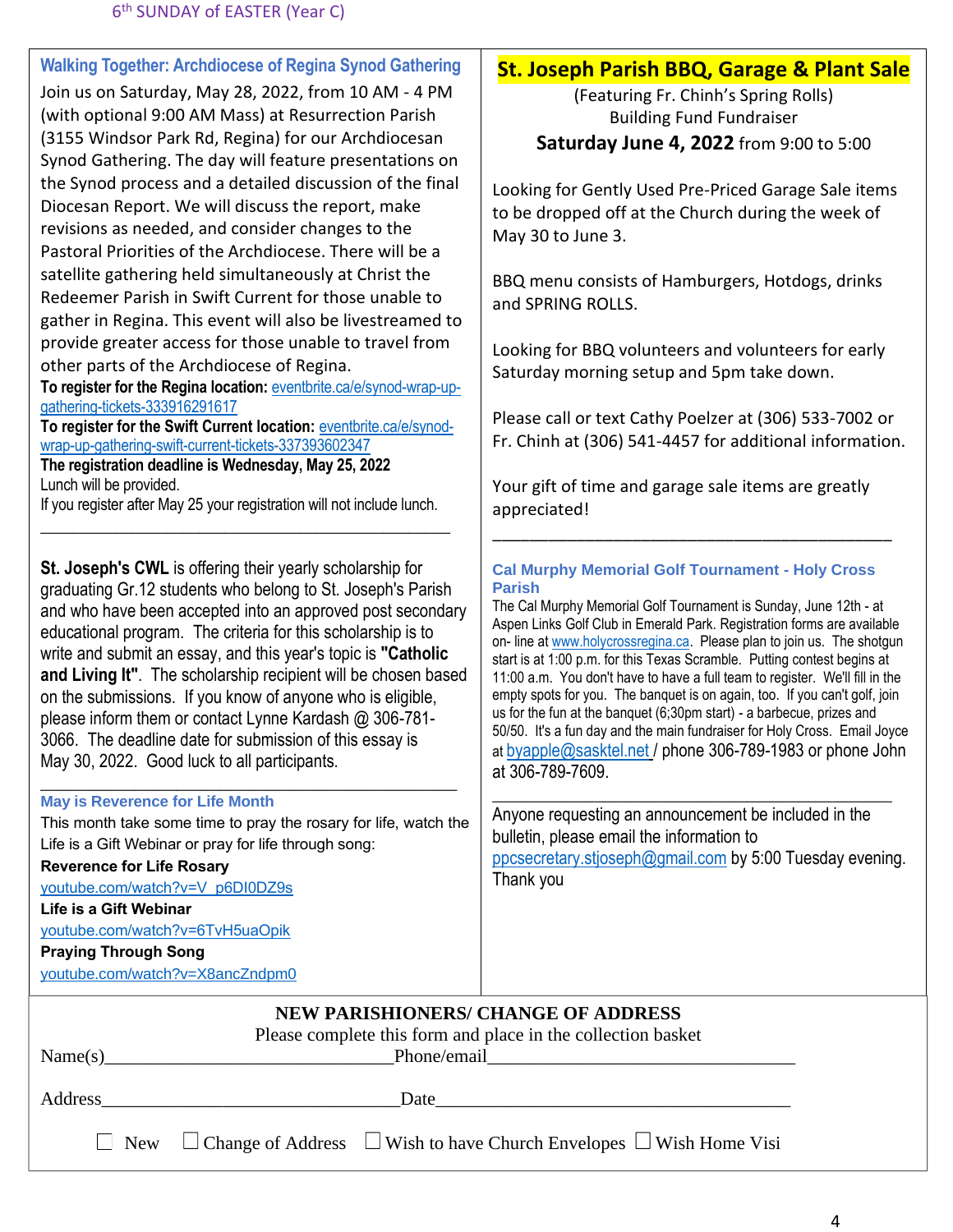6th SUNDAY of EASTER (Year C)

## Walking Together: Archdiocese of Regina Synod Gathering

Join us on Saturday, May 28, 2022, from 10 AM - 4 PM (with optional 9:00 AM Mass) at Resurrection Parish (3155 Windsor Park Rd, Regina) for our Archdiocesan Synod Gathering. The day will feature presentations on the Synod process and a detailed discussion of the final Diocesan Report. We will discuss the report, make revisions as needed, and consider changes to the Pastoral Priorities of the Archdiocese. There will be a satellite gathering held simultaneously at Christ the Redeemer Parish in Swift Current for those unable to gather in Regina. This event will also be livestreamed to provide greater access for those unable to travel from other parts of the Archdiocese of Regina.

**To register for the Regina location:** eventbrite.ca/e/synod-wrap-up-gathering-tickets-333916291617

**To register for the Swift Current location:** eventbrite.ca/e/synod-wrap-up-gathering-swift-current-tickets-337393602347

**The registration deadline is Wednesday, May 25, 2022**

Lunch will be provided.

If you register after May 25 your registration will not include lunch.

---

**St. Joseph's CWL** is offering their yearly scholarship for graduating Gr.12 students who belong to St. Joseph's Parish and who have been accepted into an approved post secondary educational program. The criteria for this scholarship is to write and submit an essay, and this year's topic is **"Catholic and Living It"**. The scholarship recipient will be chosen based on the submissions. If you know of anyone who is eligible, please inform them or contact Lynne Kardash @ 306-781-3066. The deadline date for submission of this essay is May 30, 2022. Good luck to all participants.

---

## May is Reverence for Life Month

This month take some time to pray the rosary for life, watch the Life is a Gift Webinar or pray for life through song:

**Reverence for Life Rosary**
youtube.com/watch?v=V_p6DI0DZ9s

**Life is a Gift Webinar**
youtube.com/watch?v=6TvH5uaOpik

**Praying Through Song**
youtube.com/watch?v=X8ancZndpm0

## St. Joseph Parish BBQ, Garage & Plant Sale

(Featuring Fr. Chinh's Spring Rolls)
Building Fund Fundraiser

**Saturday June 4, 2022** from 9:00 to 5:00

Looking for Gently Used Pre-Priced Garage Sale items to be dropped off at the Church during the week of May 30 to June 3.

BBQ menu consists of Hamburgers, Hotdogs, drinks and SPRING ROLLS.

Looking for BBQ volunteers and volunteers for early Saturday morning setup and 5pm take down.

Please call or text Cathy Poelzer at (306) 533-7002 or Fr. Chinh at (306) 541-4457 for additional information.

Your gift of time and garage sale items are greatly appreciated!

---

## Cal Murphy Memorial Golf Tournament - Holy Cross Parish

The Cal Murphy Memorial Golf Tournament is Sunday, June 12th - at Aspen Links Golf Club in Emerald Park. Registration forms are available on- line at www.holycrossregina.ca. Please plan to join us. The shotgun start is at 1:00 p.m. for this Texas Scramble. Putting contest begins at 11:00 a.m. You don't have to have a full team to register. We'll fill in the empty spots for you. The banquet is on again, too. If you can't golf, join us for the fun at the banquet (6;30pm start) - a barbecue, prizes and 50/50. It's a fun day and the main fundraiser for Holy Cross. Email Joyce at byapple@sasktel.net / phone 306-789-1983 or phone John at 306-789-7609.

---

Anyone requesting an announcement be included in the bulletin, please email the information to ppcsecretary.stjoseph@gmail.com by 5:00 Tuesday evening. Thank you

**NEW PARISHIONERS/ CHANGE OF ADDRESS**

Please complete this form and place in the collection basket

Name(s)________________________________ Phone/email__________________________________

Address_________________________________ Date_______________________________________

☐ New ☐ Change of Address ☐ Wish to have Church Envelopes ☐ Wish Home Visi